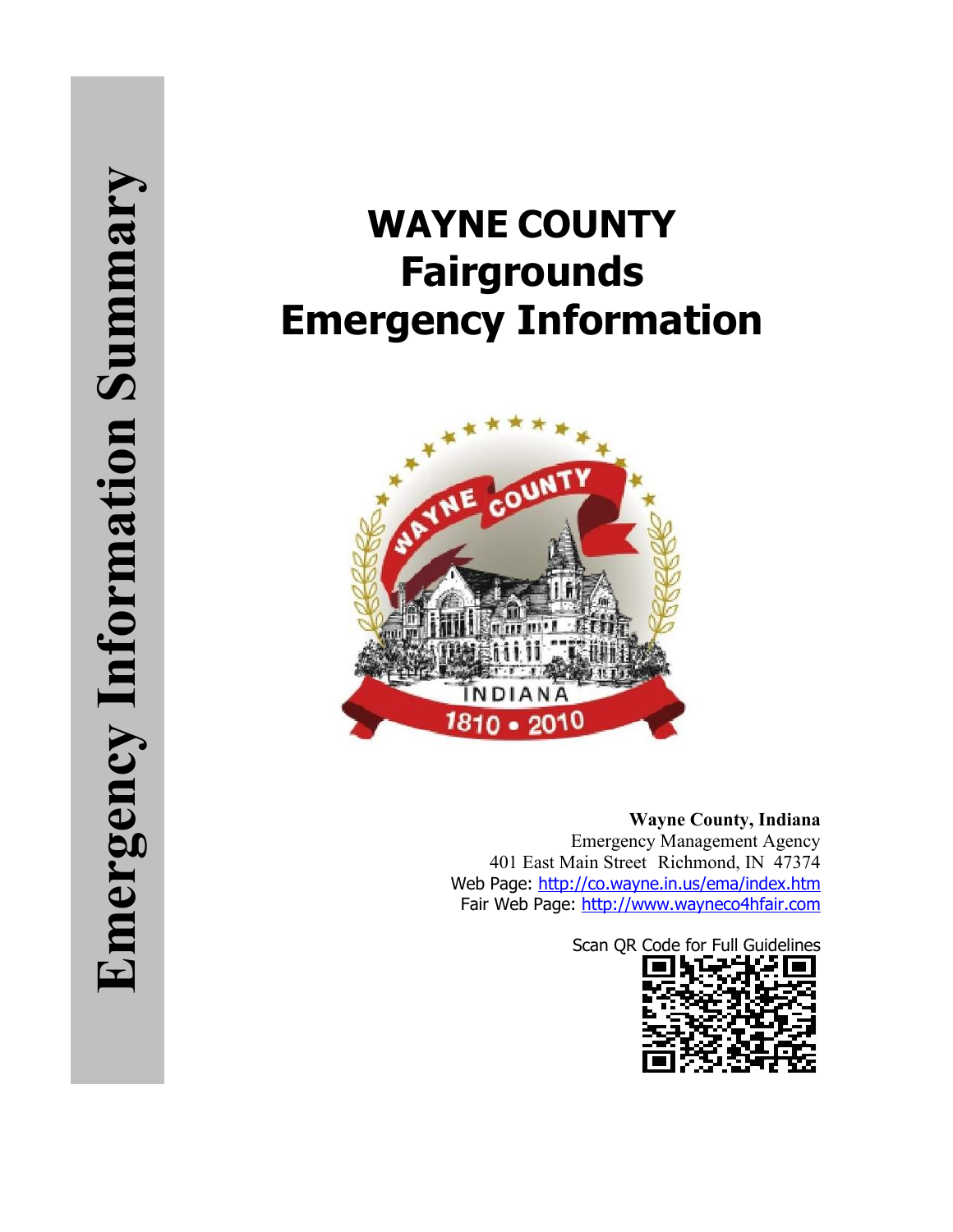Emergency Information Summary

# WAYNE COUNTY Fairgrounds Emergency Information

**Wayne County, Indiana**
Emergency Management Agency
401 East Main Street Richmond, IN 47374
Web Page: http://co.wayne.in.us/ema/index.htm
Fair Web Page: http://www.wayneco4hfair.com

Scan QR Code for Full Guidelines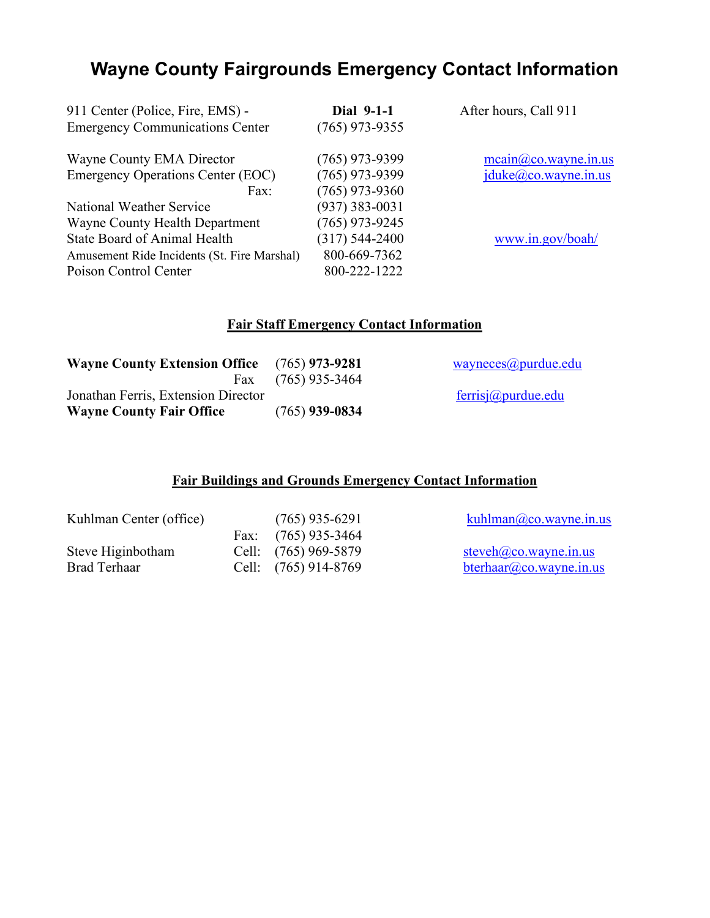# Wayne County Fairgrounds Emergency Contact Information

| | | |
|---|---|---|
| 911 Center (Police, Fire, EMS) - | **Dial 9-1-1** | After hours, Call 911 |
| Emergency Communications Center | (765) 973-9355 | |
| Wayne County EMA Director | (765) 973-9399 | mcain@co.wayne.in.us |
| Emergency Operations Center (EOC) | (765) 973-9399 | jduke@co.wayne.in.us |
| Fax: | (765) 973-9360 | |
| National Weather Service | (937) 383-0031 | |
| Wayne County Health Department | (765) 973-9245 | |
| State Board of Animal Health | (317) 544-2400 | www.in.gov/boah/ |
| Amusement Ride Incidents (St. Fire Marshal) | 800-669-7362 | |
| Poison Control Center | 800-222-1222 | |

## Fair Staff Emergency Contact Information

| | | |
|---|---|---|
| **Wayne County Extension Office** | (765) **973-9281** | wayneces@purdue.edu |
| Fax | (765) 935-3464 | |
| Jonathan Ferris, Extension Director | | ferrisj@purdue.edu |
| **Wayne County Fair Office** | (765) **939-0834** | |

## Fair Buildings and Grounds Emergency Contact Information

| | | | |
|---|---|---|---|
| Kuhlman Center (office) | | (765) 935-6291 | kuhlman@co.wayne.in.us |
| | Fax: | (765) 935-3464 | |
| Steve Higinbotham | Cell: | (765) 969-5879 | steveh@co.wayne.in.us |
| Brad Terhaar | Cell: | (765) 914-8769 | bterhaar@co.wayne.in.us |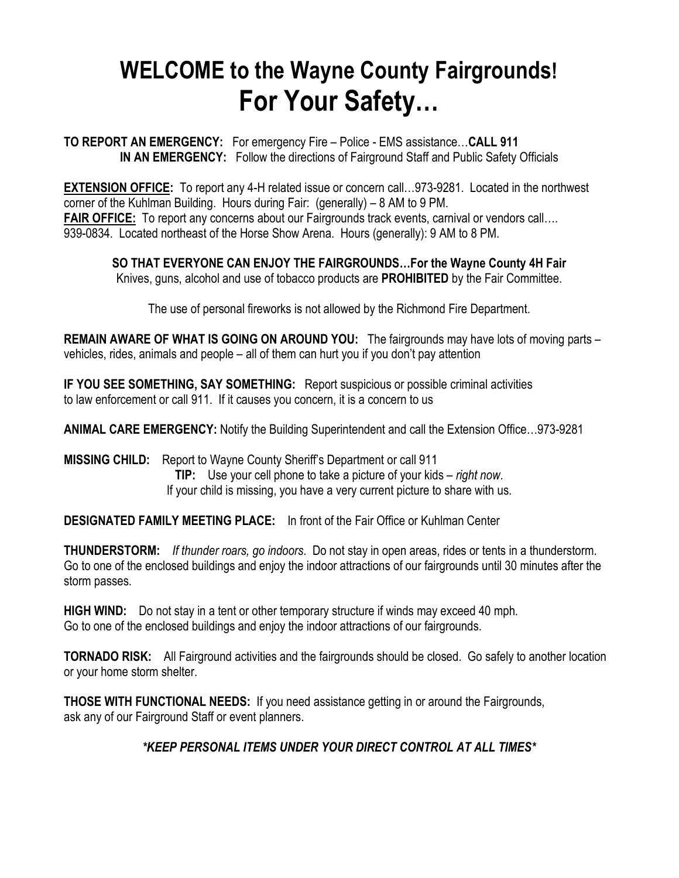# WELCOME to the Wayne County Fairgrounds!

# For Your Safety…

**TO REPORT AN EMERGENCY:** For emergency Fire – Police - EMS assistance…**CALL 911**
**IN AN EMERGENCY:** Follow the directions of Fairground Staff and Public Safety Officials

**EXTENSION OFFICE:** To report any 4-H related issue or concern call…973-9281. Located in the northwest corner of the Kuhlman Building. Hours during Fair: (generally) – 8 AM to 9 PM.
**FAIR OFFICE:** To report any concerns about our Fairgrounds track events, carnival or vendors call…. 939-0834. Located northeast of the Horse Show Arena. Hours (generally): 9 AM to 8 PM.

**SO THAT EVERYONE CAN ENJOY THE FAIRGROUNDS…For the Wayne County 4H Fair**
Knives, guns, alcohol and use of tobacco products are **PROHIBITED** by the Fair Committee.

The use of personal fireworks is not allowed by the Richmond Fire Department.

**REMAIN AWARE OF WHAT IS GOING ON AROUND YOU:** The fairgrounds may have lots of moving parts – vehicles, rides, animals and people – all of them can hurt you if you don't pay attention

**IF YOU SEE SOMETHING, SAY SOMETHING:** Report suspicious or possible criminal activities to law enforcement or call 911. If it causes you concern, it is a concern to us

**ANIMAL CARE EMERGENCY:** Notify the Building Superintendent and call the Extension Office…973-9281

**MISSING CHILD:** Report to Wayne County Sheriff's Department or call 911
**TIP:** Use your cell phone to take a picture of your kids – *right now*.
If your child is missing, you have a very current picture to share with us.

**DESIGNATED FAMILY MEETING PLACE:** In front of the Fair Office or Kuhlman Center

**THUNDERSTORM:** *If thunder roars, go indoors*. Do not stay in open areas, rides or tents in a thunderstorm. Go to one of the enclosed buildings and enjoy the indoor attractions of our fairgrounds until 30 minutes after the storm passes.

**HIGH WIND:** Do not stay in a tent or other temporary structure if winds may exceed 40 mph.
Go to one of the enclosed buildings and enjoy the indoor attractions of our fairgrounds.

**TORNADO RISK:** All Fairground activities and the fairgrounds should be closed. Go safely to another location or your home storm shelter.

**THOSE WITH FUNCTIONAL NEEDS:** If you need assistance getting in or around the Fairgrounds, ask any of our Fairground Staff or event planners.

***\*KEEP PERSONAL ITEMS UNDER YOUR DIRECT CONTROL AT ALL TIMES\****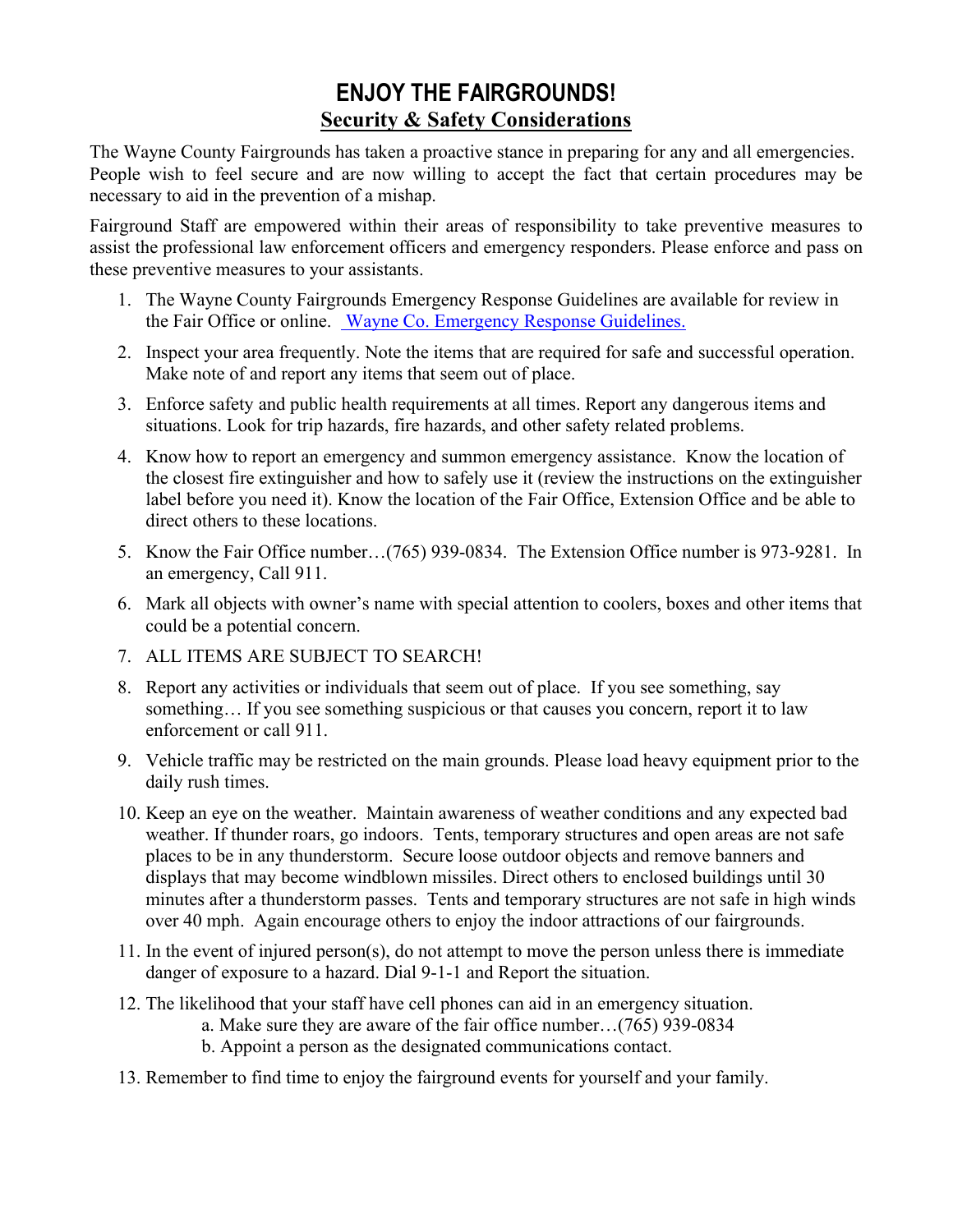# ENJOY THE FAIRGROUNDS!

## Security & Safety Considerations

The Wayne County Fairgrounds has taken a proactive stance in preparing for any and all emergencies. People wish to feel secure and are now willing to accept the fact that certain procedures may be necessary to aid in the prevention of a mishap.

Fairground Staff are empowered within their areas of responsibility to take preventive measures to assist the professional law enforcement officers and emergency responders. Please enforce and pass on these preventive measures to your assistants.

1. The Wayne County Fairgrounds Emergency Response Guidelines are available for review in the Fair Office or online. Wayne Co. Emergency Response Guidelines.
2. Inspect your area frequently. Note the items that are required for safe and successful operation. Make note of and report any items that seem out of place.
3. Enforce safety and public health requirements at all times. Report any dangerous items and situations. Look for trip hazards, fire hazards, and other safety related problems.
4. Know how to report an emergency and summon emergency assistance. Know the location of the closest fire extinguisher and how to safely use it (review the instructions on the extinguisher label before you need it). Know the location of the Fair Office, Extension Office and be able to direct others to these locations.
5. Know the Fair Office number…(765) 939-0834. The Extension Office number is 973-9281. In an emergency, Call 911.
6. Mark all objects with owner's name with special attention to coolers, boxes and other items that could be a potential concern.
7. ALL ITEMS ARE SUBJECT TO SEARCH!
8. Report any activities or individuals that seem out of place. If you see something, say something… If you see something suspicious or that causes you concern, report it to law enforcement or call 911.
9. Vehicle traffic may be restricted on the main grounds. Please load heavy equipment prior to the daily rush times.
10. Keep an eye on the weather. Maintain awareness of weather conditions and any expected bad weather. If thunder roars, go indoors. Tents, temporary structures and open areas are not safe places to be in any thunderstorm. Secure loose outdoor objects and remove banners and displays that may become windblown missiles. Direct others to enclosed buildings until 30 minutes after a thunderstorm passes. Tents and temporary structures are not safe in high winds over 40 mph. Again encourage others to enjoy the indoor attractions of our fairgrounds.
11. In the event of injured person(s), do not attempt to move the person unless there is immediate danger of exposure to a hazard. Dial 9-1-1 and Report the situation.
12. The likelihood that your staff have cell phones can aid in an emergency situation.
    a. Make sure they are aware of the fair office number…(765) 939-0834
    b. Appoint a person as the designated communications contact.
13. Remember to find time to enjoy the fairground events for yourself and your family.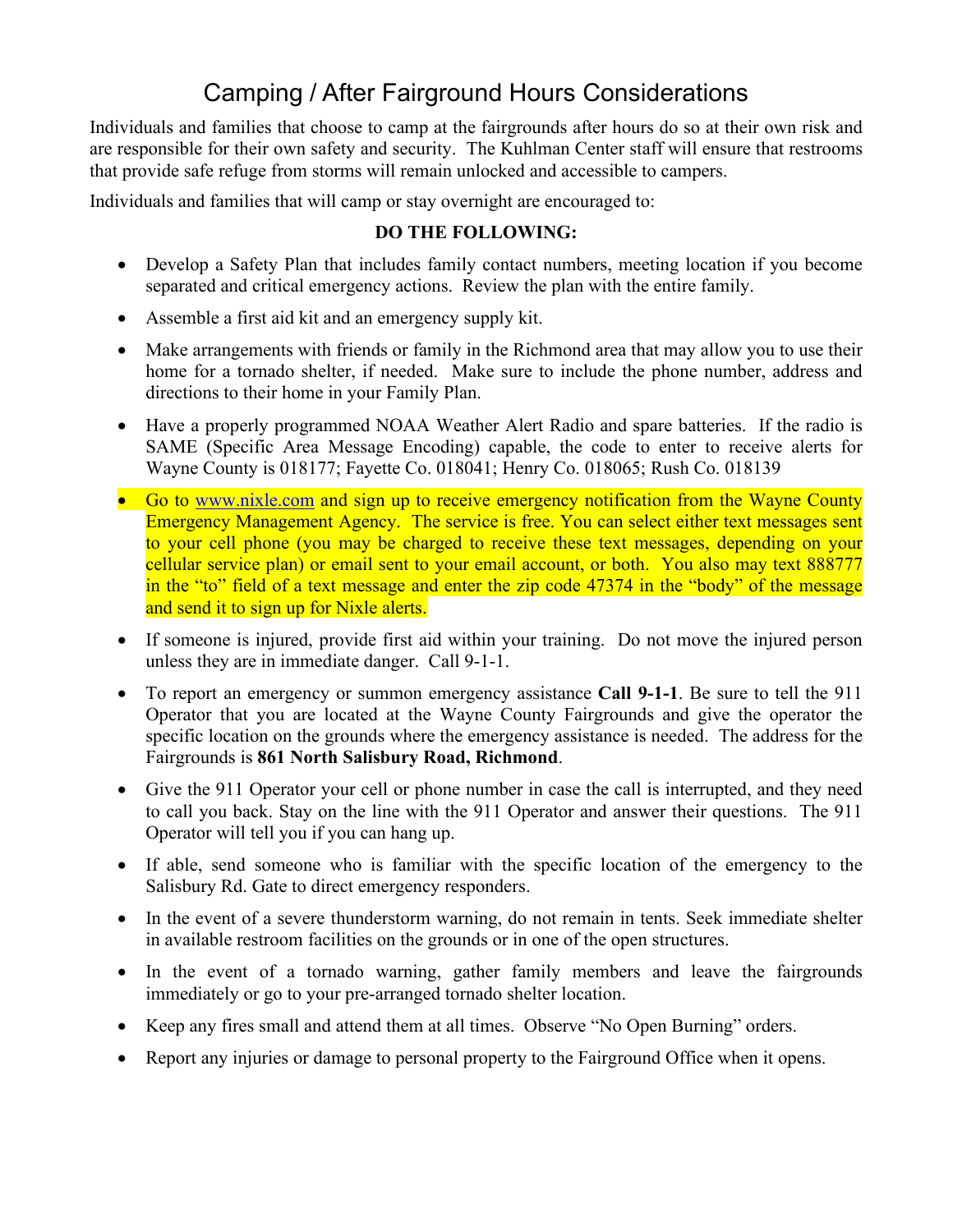# Camping / After Fairground Hours Considerations

Individuals and families that choose to camp at the fairgrounds after hours do so at their own risk and are responsible for their own safety and security. The Kuhlman Center staff will ensure that restrooms that provide safe refuge from storms will remain unlocked and accessible to campers.

Individuals and families that will camp or stay overnight are encouraged to:

**DO THE FOLLOWING:**

- Develop a Safety Plan that includes family contact numbers, meeting location if you become separated and critical emergency actions. Review the plan with the entire family.
- Assemble a first aid kit and an emergency supply kit.
- Make arrangements with friends or family in the Richmond area that may allow you to use their home for a tornado shelter, if needed. Make sure to include the phone number, address and directions to their home in your Family Plan.
- Have a properly programmed NOAA Weather Alert Radio and spare batteries. If the radio is SAME (Specific Area Message Encoding) capable, the code to enter to receive alerts for Wayne County is 018177; Fayette Co. 018041; Henry Co. 018065; Rush Co. 018139
- Go to [www.nixle.com](http://www.nixle.com) and sign up to receive emergency notification from the Wayne County Emergency Management Agency. The service is free. You can select either text messages sent to your cell phone (you may be charged to receive these text messages, depending on your cellular service plan) or email sent to your email account, or both. You also may text 888777 in the "to" field of a text message and enter the zip code 47374 in the "body" of the message and send it to sign up for Nixle alerts.
- If someone is injured, provide first aid within your training. Do not move the injured person unless they are in immediate danger. Call 9-1-1.
- To report an emergency or summon emergency assistance **Call 9-1-1**. Be sure to tell the 911 Operator that you are located at the Wayne County Fairgrounds and give the operator the specific location on the grounds where the emergency assistance is needed. The address for the Fairgrounds is **861 North Salisbury Road, Richmond**.
- Give the 911 Operator your cell or phone number in case the call is interrupted, and they need to call you back. Stay on the line with the 911 Operator and answer their questions. The 911 Operator will tell you if you can hang up.
- If able, send someone who is familiar with the specific location of the emergency to the Salisbury Rd. Gate to direct emergency responders.
- In the event of a severe thunderstorm warning, do not remain in tents. Seek immediate shelter in available restroom facilities on the grounds or in one of the open structures.
- In the event of a tornado warning, gather family members and leave the fairgrounds immediately or go to your pre-arranged tornado shelter location.
- Keep any fires small and attend them at all times. Observe "No Open Burning" orders.
- Report any injuries or damage to personal property to the Fairground Office when it opens.